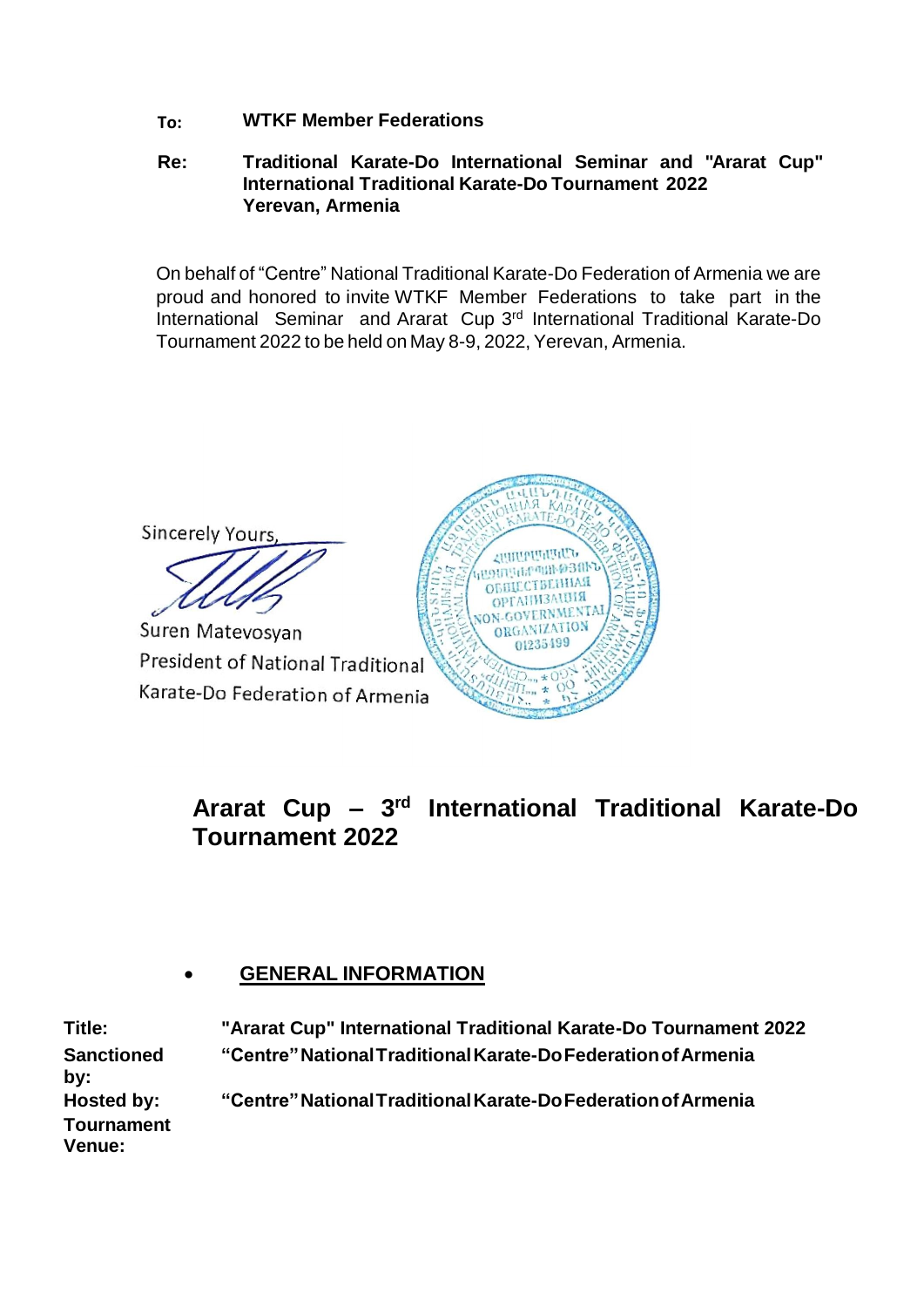**To:** **WTKF Member Federations**

**Re:** **Traditional Karate-Do International Seminar and "Ararat Cup" International Traditional Karate-Do Tournament 2022**
**Yerevan, Armenia**

On behalf of "Centre" National Traditional Karate-Do Federation of Armenia we are proud and honored to invite WTKF Member Federations to take part in the International Seminar and Ararat Cup 3rd International Traditional Karate-Do Tournament 2022 to be held on May 8-9, 2022, Yerevan, Armenia.

Sincerely Yours,

Suren Matevosyan
President of National Traditional
Karate-Do Federation of Armenia

# Ararat Cup – 3rd International Traditional Karate-Do Tournament 2022

- ## GENERAL INFORMATION

| | |
|---|---|
| **Title:** | **"Ararat Cup" International Traditional Karate-Do Tournament 2022** |
| **Sanctioned by:** | **"Centre" National Traditional Karate-Do Federation of Armenia** |
| **Hosted by:** | **"Centre" National Traditional Karate-Do Federation of Armenia** |
| **Tournament Venue:** | |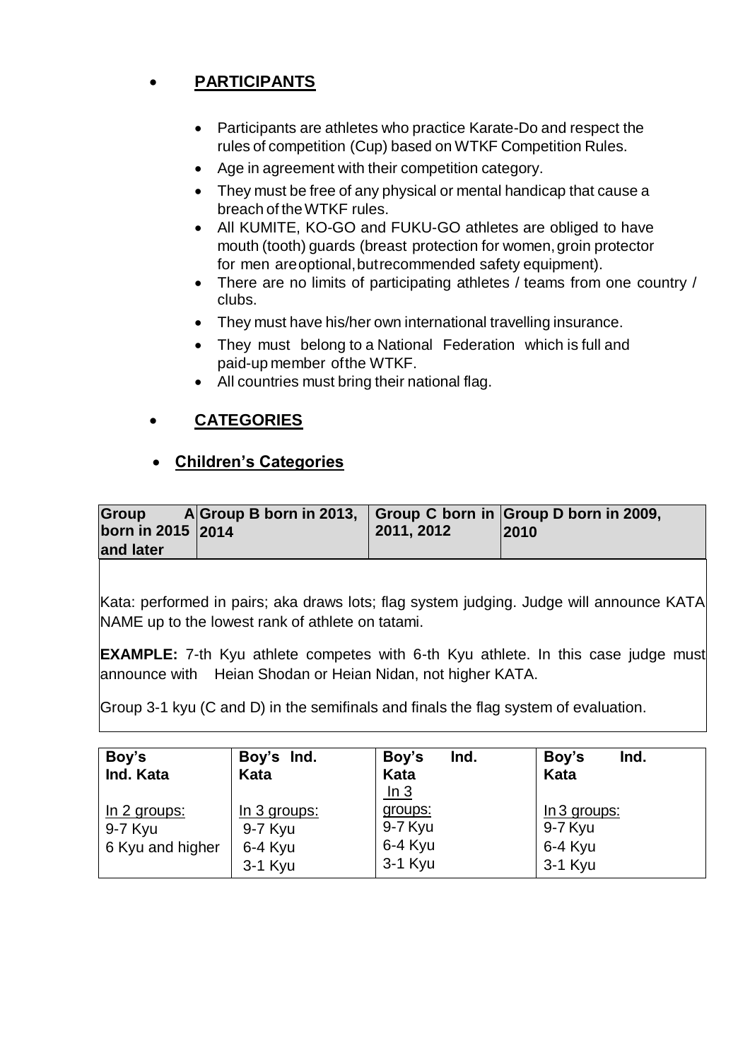- **PARTICIPANTS**
  - Participants are athletes who practice Karate-Do and respect the rules of competition (Cup) based on WTKF Competition Rules.
  - Age in agreement with their competition category.
  - They must be free of any physical or mental handicap that cause a breach of the WTKF rules.
  - All KUMITE, KO-GO and FUKU-GO athletes are obliged to have mouth (tooth) guards (breast protection for women, groin protector for men are optional, but recommended safety equipment).
  - There are no limits of participating athletes / teams from one country / clubs.
  - They must have his/her own international travelling insurance.
  - They must belong to a National Federation which is full and paid-up member of the WTKF.
  - All countries must bring their national flag.

- **CATEGORIES**

- **Children's Categories**

| Group A born in 2015 and later | Group B born in 2013, 2014 | Group C born in 2011, 2012 | Group D born in 2009, 2010 |
|---|---|---|---|

Kata: performed in pairs; aka draws lots; flag system judging. Judge will announce KATA NAME up to the lowest rank of athlete on tatami.

**EXAMPLE:** 7-th Kyu athlete competes with 6-th Kyu athlete. In this case judge must announce with Heian Shodan or Heian Nidan, not higher KATA.

Group 3-1 kyu (C and D) in the semifinals and finals the flag system of evaluation.

| Boy's Ind. Kata | Boy's Ind. Kata | Boy's Ind. Kata | Boy's Ind. Kata |
|---|---|---|---|
| In 2 groups:<br>9-7 Kyu<br>6 Kyu and higher | In 3 groups:<br>9-7 Kyu<br>6-4 Kyu<br>3-1 Kyu | In 3 groups:<br>9-7 Kyu<br>6-4 Kyu<br>3-1 Kyu | In 3 groups:<br>9-7 Kyu<br>6-4 Kyu<br>3-1 Kyu |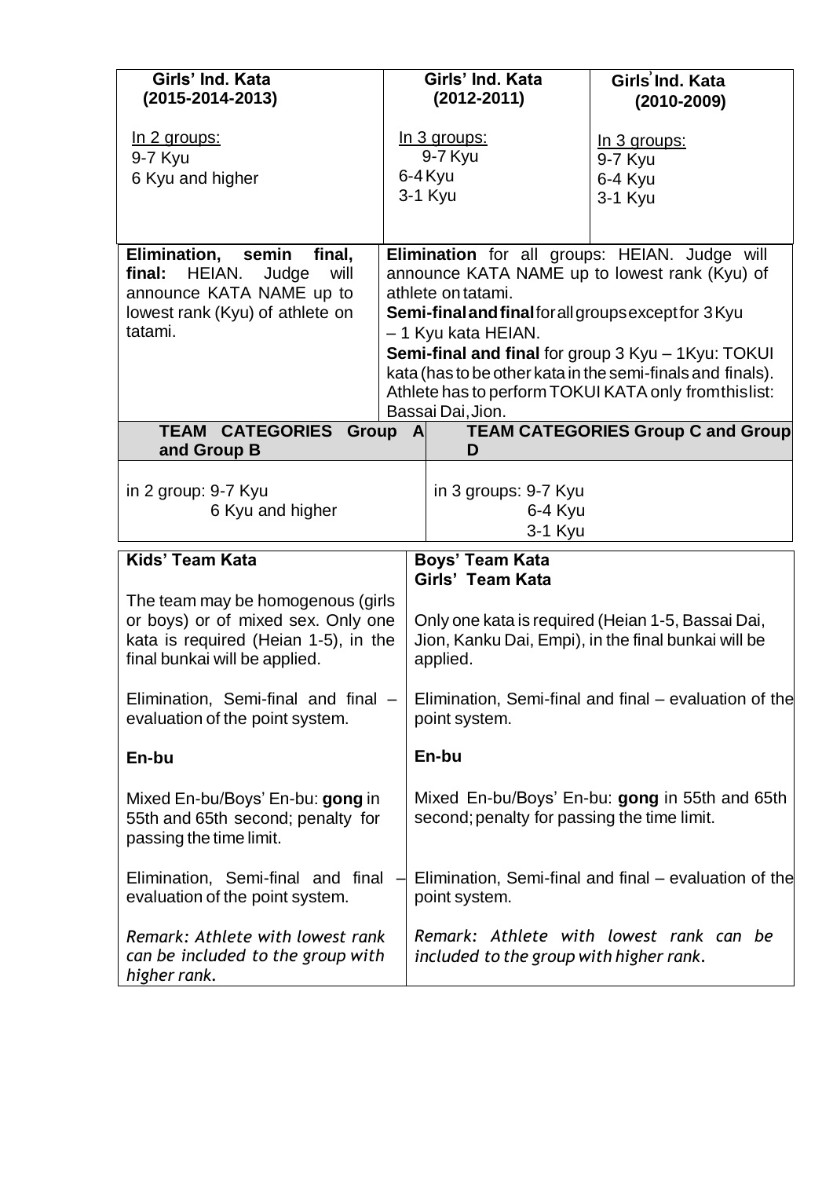| Girls' Ind. Kata (2015-2014-2013) | Girls' Ind. Kata (2012-2011) | Girls' Ind. Kata (2010-2009) |
|---|---|---|
| <u>In 2 groups:</u><br>9-7 Kyu<br>6 Kyu and higher | <u>In 3 groups:</u><br>9-7 Kyu<br>6-4 Kyu<br>3-1 Kyu | <u>In 3 groups:</u><br>9-7 Kyu<br>6-4 Kyu<br>3-1 Kyu |
| **Elimination, semin final, final:** HEIAN. Judge will announce KATA NAME up to lowest rank (Kyu) of athlete on tatami. | **Elimination** for all groups: HEIAN. Judge will announce KATA NAME up to lowest rank (Kyu) of athlete on tatami.<br>**Semi-final and final** for all groups except for 3 Kyu – 1 Kyu kata HEIAN.<br>**Semi-final and final** for group 3 Kyu – 1Kyu: TOKUI kata (has to be other kata in the semi-finals and finals). Athlete has to perform TOKUI KATA only from this list: Bassai Dai, Jion. | |

| TEAM CATEGORIES Group A and Group B | TEAM CATEGORIES Group C and Group D |
|---|---|
| in 2 group: 9-7 Kyu<br>6 Kyu and higher | in 3 groups: 9-7 Kyu<br>6-4 Kyu<br>3-1 Kyu |

| Kids' Team Kata | Boys' Team Kata<br>Girls' Team Kata |
|---|---|
| The team may be homogenous (girls or boys) or of mixed sex. Only one kata is required (Heian 1-5), in the final bunkai will be applied. | Only one kata is required (Heian 1-5, Bassai Dai, Jion, Kanku Dai, Empi), in the final bunkai will be applied. |
| Elimination, Semi-final and final – evaluation of the point system. | Elimination, Semi-final and final – evaluation of the point system. |
| **En-bu** | **En-bu** |
| Mixed En-bu/Boys' En-bu: **gong** in 55th and 65th second; penalty for passing the time limit. | Mixed En-bu/Boys' En-bu: **gong** in 55th and 65th second; penalty for passing the time limit. |
| Elimination, Semi-final and final – evaluation of the point system. | Elimination, Semi-final and final – evaluation of the point system. |
| *Remark: Athlete with lowest rank can be included to the group with higher rank.* | *Remark: Athlete with lowest rank can be included to the group with higher rank.* |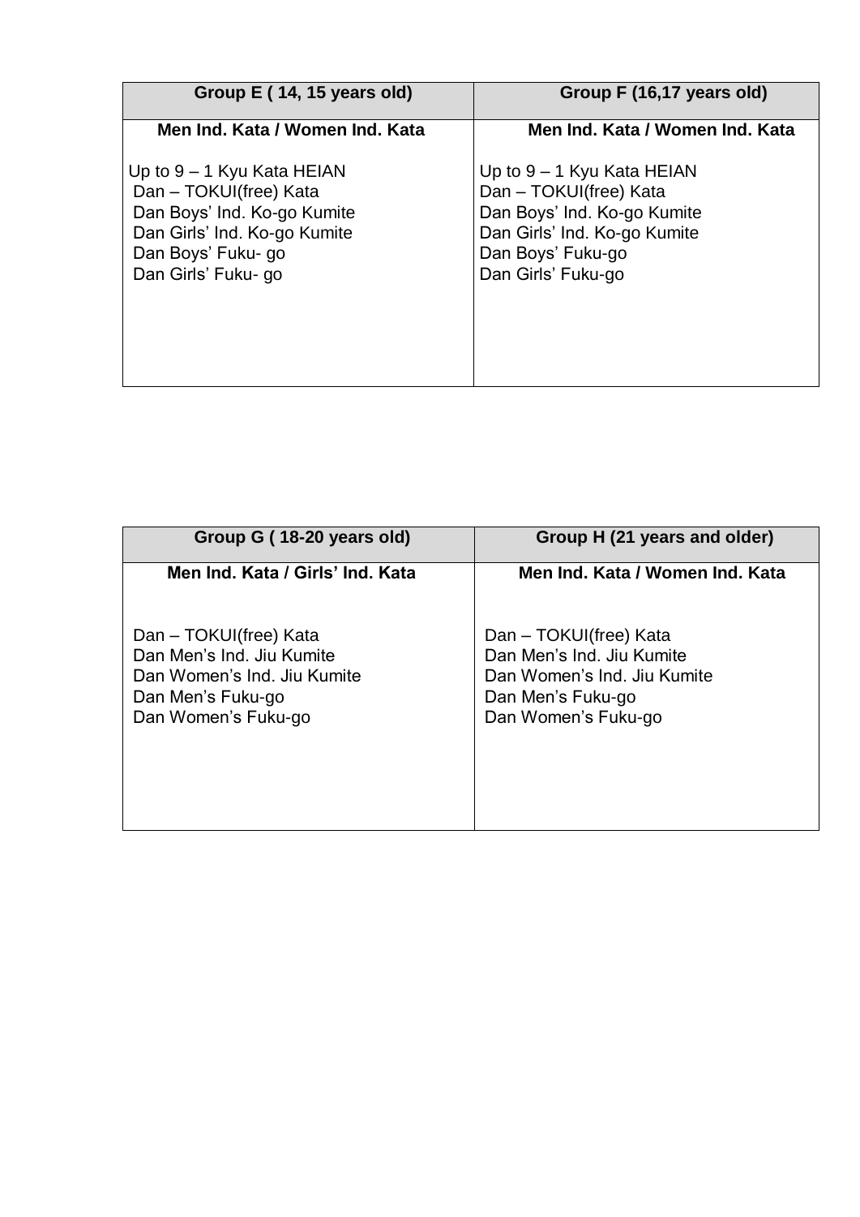| Group E ( 14, 15 years old) | Group F (16,17 years old) |
|---|---|
| **Men Ind. Kata / Women Ind. Kata** | **Men Ind. Kata / Women Ind. Kata** |
| Up to 9 – 1 Kyu Kata HEIAN<br>Dan – TOKUI(free) Kata<br>Dan Boys' Ind. Ko-go Kumite<br>Dan Girls' Ind. Ko-go Kumite<br>Dan Boys' Fuku- go<br>Dan Girls' Fuku- go | Up to 9 – 1 Kyu Kata HEIAN<br>Dan – TOKUI(free) Kata<br>Dan Boys' Ind. Ko-go Kumite<br>Dan Girls' Ind. Ko-go Kumite<br>Dan Boys' Fuku-go<br>Dan Girls' Fuku-go |

| Group G ( 18-20 years old) | Group H (21 years and older) |
|---|---|
| **Men Ind. Kata / Girls' Ind. Kata** | **Men Ind. Kata / Women Ind. Kata** |
| Dan – TOKUI(free) Kata<br>Dan Men's Ind. Jiu Kumite<br>Dan Women's Ind. Jiu Kumite<br>Dan Men's Fuku-go<br>Dan Women's Fuku-go | Dan – TOKUI(free) Kata<br>Dan Men's Ind. Jiu Kumite<br>Dan Women's Ind. Jiu Kumite<br>Dan Men's Fuku-go<br>Dan Women's Fuku-go |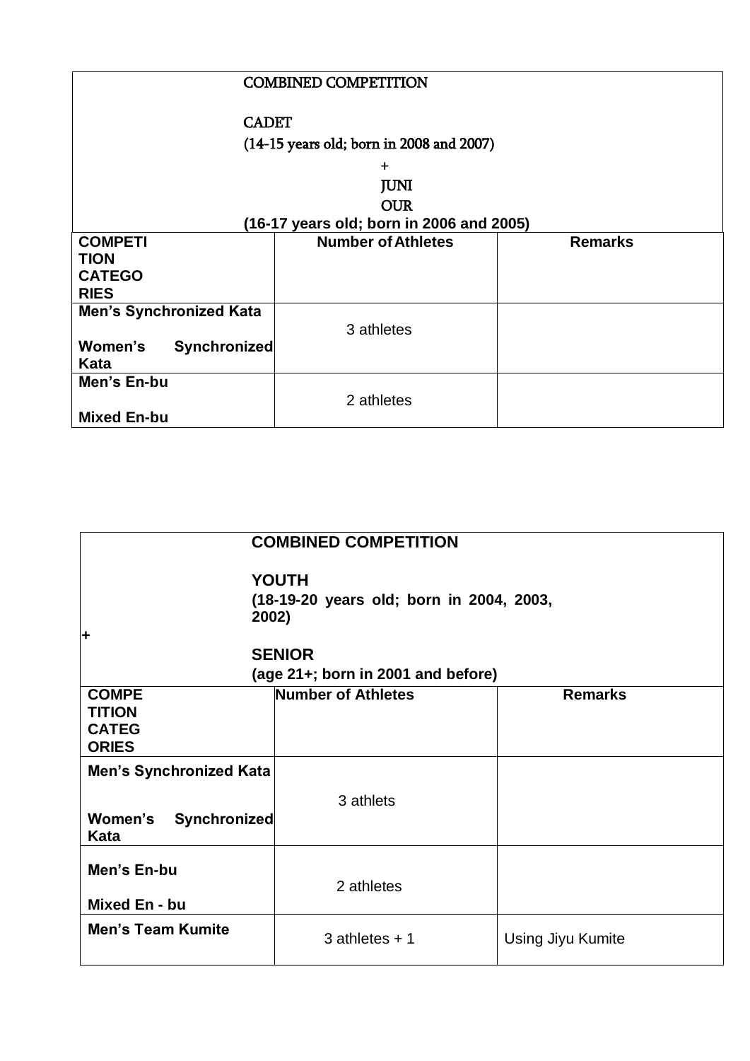| COMBINED COMPETITION<br><br>CADET<br>(14-15 years old; born in 2008 and 2007)<br>+<br>JUNIOUR<br>(16-17 years old; born in 2006 and 2005) | | |
|---|---|---|
| **COMPETITION CATEGORIES** | **Number of Athletes** | **Remarks** |
| **Men's Synchronized Kata**<br><br>**Women's Synchronized Kata** | 3 athletes | |
| **Men's En-bu**<br><br>**Mixed En-bu** | 2 athletes | |

| **COMBINED COMPETITION**<br><br>**YOUTH**<br>**(18-19-20 years old; born in 2004, 2003, 2002)**<br>**+**<br>**SENIOR**<br>**(age 21+; born in 2001 and before)** | | |
|---|---|---|
| **COMPETITION CATEGORIES** | **Number of Athletes** | **Remarks** |
| **Men's Synchronized Kata**<br><br>**Women's Synchronized Kata** | 3 athlets | |
| **Men's En-bu**<br><br>**Mixed En - bu** | 2 athletes | |
| **Men's Team Kumite** | 3 athletes + 1 | Using Jiyu Kumite |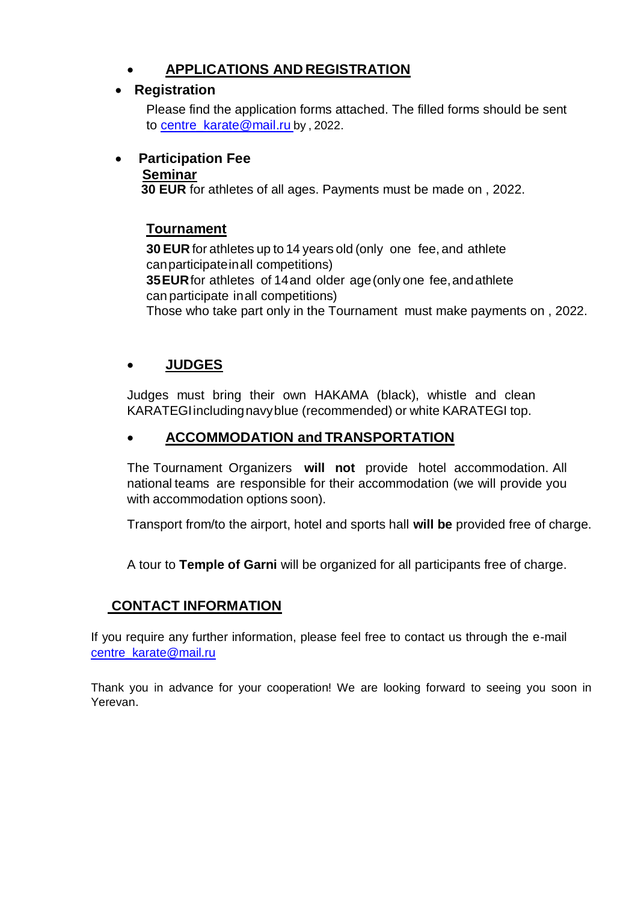- **APPLICATIONS AND REGISTRATION**

- **Registration**

  Please find the application forms attached. The filled forms should be sent to centre_karate@mail.ru by , 2022.

- **Participation Fee**

  **Seminar**

  **30 EUR** for athletes of all ages. Payments must be made on , 2022.

  **Tournament**

  **30 EUR** for athletes up to 14 years old (only one fee, and athlete can participate in all competitions)
  **35 EUR** for athletes of 14 and older age (only one fee, and athlete can participate in all competitions)
  Those who take part only in the Tournament must make payments on , 2022.

- **JUDGES**

Judges must bring their own HAKAMA (black), whistle and clean KARATEGI including navy blue (recommended) or white KARATEGI top.

- **ACCOMMODATION and TRANSPORTATION**

The Tournament Organizers **will not** provide hotel accommodation. All national teams are responsible for their accommodation (we will provide you with accommodation options soon).

Transport from/to the airport, hotel and sports hall **will be** provided free of charge.

A tour to **Temple of Garni** will be organized for all participants free of charge.

## CONTACT INFORMATION

If you require any further information, please feel free to contact us through the e-mail centre_karate@mail.ru

Thank you in advance for your cooperation! We are looking forward to seeing you soon in Yerevan.